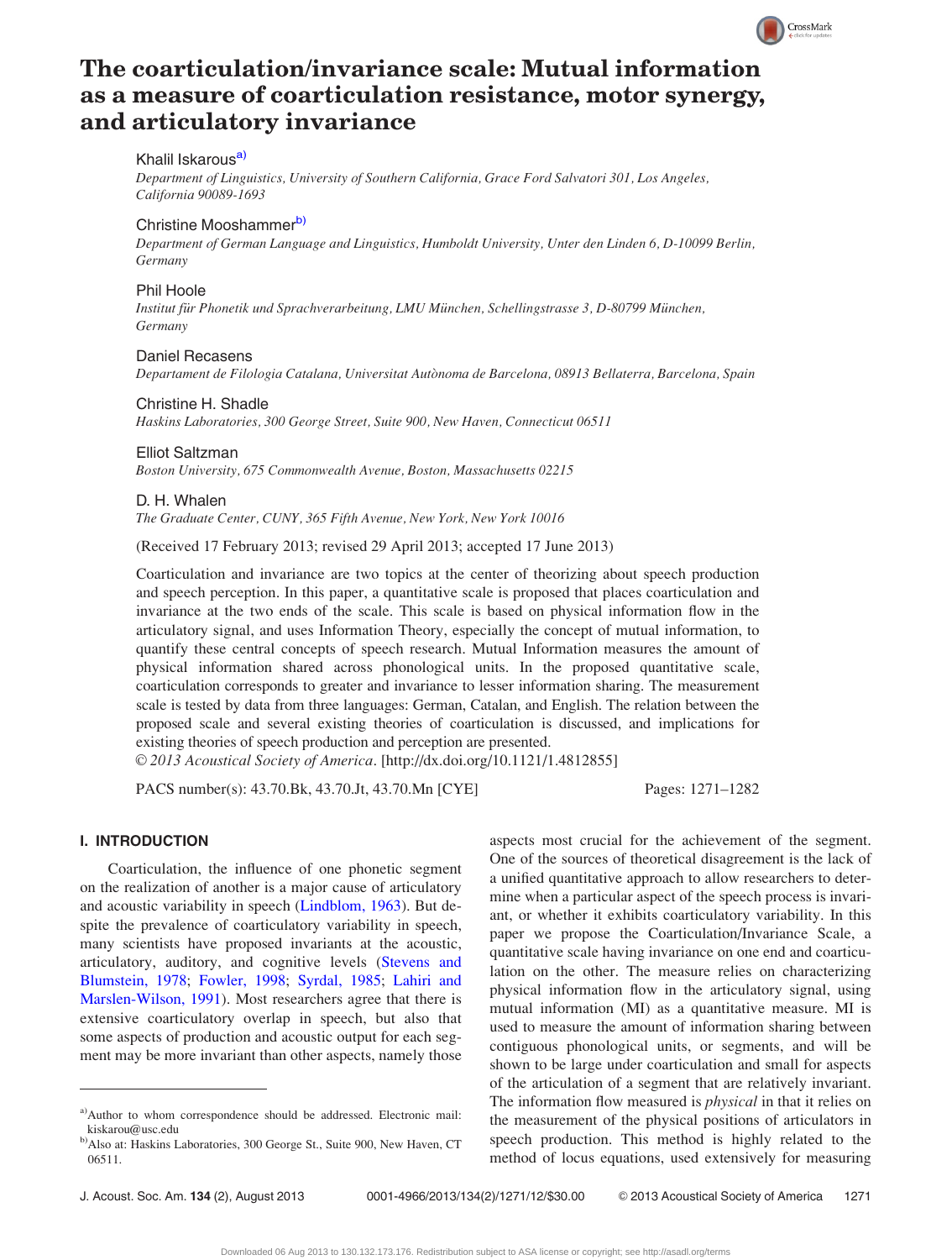# The coarticulation/invariance scale: Mutual information as a measure of coarticulation resistance, motor synergy, and articulatory invariance

Khalil Iskarous[a]

*Department of Linguistics, University of Southern California, Grace Ford Salvatori 301, Los Angeles, California 90089-1693*

Christine Mooshammer[b]

*Department of German Language and Linguistics, Humboldt University, Unter den Linden 6, D-10099 Berlin, Germany*

Phil Hoole

*Institut für Phonetik und Sprachverarbeitung, LMU München, Schellingstrasse 3, D-80799 München, Germany*

Daniel Recasens

*Departament de Filologia Catalana, Universitat Autònoma de Barcelona, 08913 Bellaterra, Barcelona, Spain*

Christine H. Shadle

*Haskins Laboratories, 300 George Street, Suite 900, New Haven, Connecticut 06511*

Elliot Saltzman

*Boston University, 675 Commonwealth Avenue, Boston, Massachusetts 02215*

D. H. Whalen

*The Graduate Center, CUNY, 365 Fifth Avenue, New York, New York 10016*

(Received 17 February 2013; revised 29 April 2013; accepted 17 June 2013)

Coarticulation and invariance are two topics at the center of theorizing about speech production and speech perception. In this paper, a quantitative scale is proposed that places coarticulation and invariance at the two ends of the scale. This scale is based on physical information flow in the articulatory signal, and uses Information Theory, especially the concept of mutual information, to quantify these central concepts of speech research. Mutual Information measures the amount of physical information shared across phonological units. In the proposed quantitative scale, coarticulation corresponds to greater and invariance to lesser information sharing. The measurement scale is tested by data from three languages: German, Catalan, and English. The relation between the proposed scale and several existing theories of coarticulation is discussed, and implications for existing theories of speech production and perception are presented.

© *2013 Acoustical Society of America*. [http://dx.doi.org/10.1121/1.4812855]

PACS number(s): 43.70.Bk, 43.70.Jt, 43.70.Mn [CYE]

## I. INTRODUCTION

Coarticulation, the influence of one phonetic segment on the realization of another is a major cause of articulatory and acoustic variability in speech (Lindblom, 1963). But despite the prevalence of coarticulatory variability in speech, many scientists have proposed invariants at the acoustic, articulatory, auditory, and cognitive levels (Stevens and Blumstein, 1978; Fowler, 1998; Syrdal, 1985; Lahiri and Marslen-Wilson, 1991). Most researchers agree that there is extensive coarticulatory overlap in speech, but also that some aspects of production and acoustic output for each segment may be more invariant than other aspects, namely those aspects most crucial for the achievement of the segment. One of the sources of theoretical disagreement is the lack of a unified quantitative approach to allow researchers to determine when a particular aspect of the speech process is invariant, or whether it exhibits coarticulatory variability. In this paper we propose the Coarticulation/Invariance Scale, a quantitative scale having invariance on one end and coarticulation on the other. The measure relies on characterizing physical information flow in the articulatory signal, using mutual information (MI) as a quantitative measure. MI is used to measure the amount of information sharing between contiguous phonological units, or segments, and will be shown to be large under coarticulation and small for aspects of the articulation of a segment that are relatively invariant. The information flow measured is *physical* in that it relies on the measurement of the physical positions of articulators in speech production. This method is highly related to the method of locus equations, used extensively for measuring

[a]Author to whom correspondence should be addressed. Electronic mail: kiskarou@usc.edu

[b]Also at: Haskins Laboratories, 300 George St., Suite 900, New Haven, CT 06511.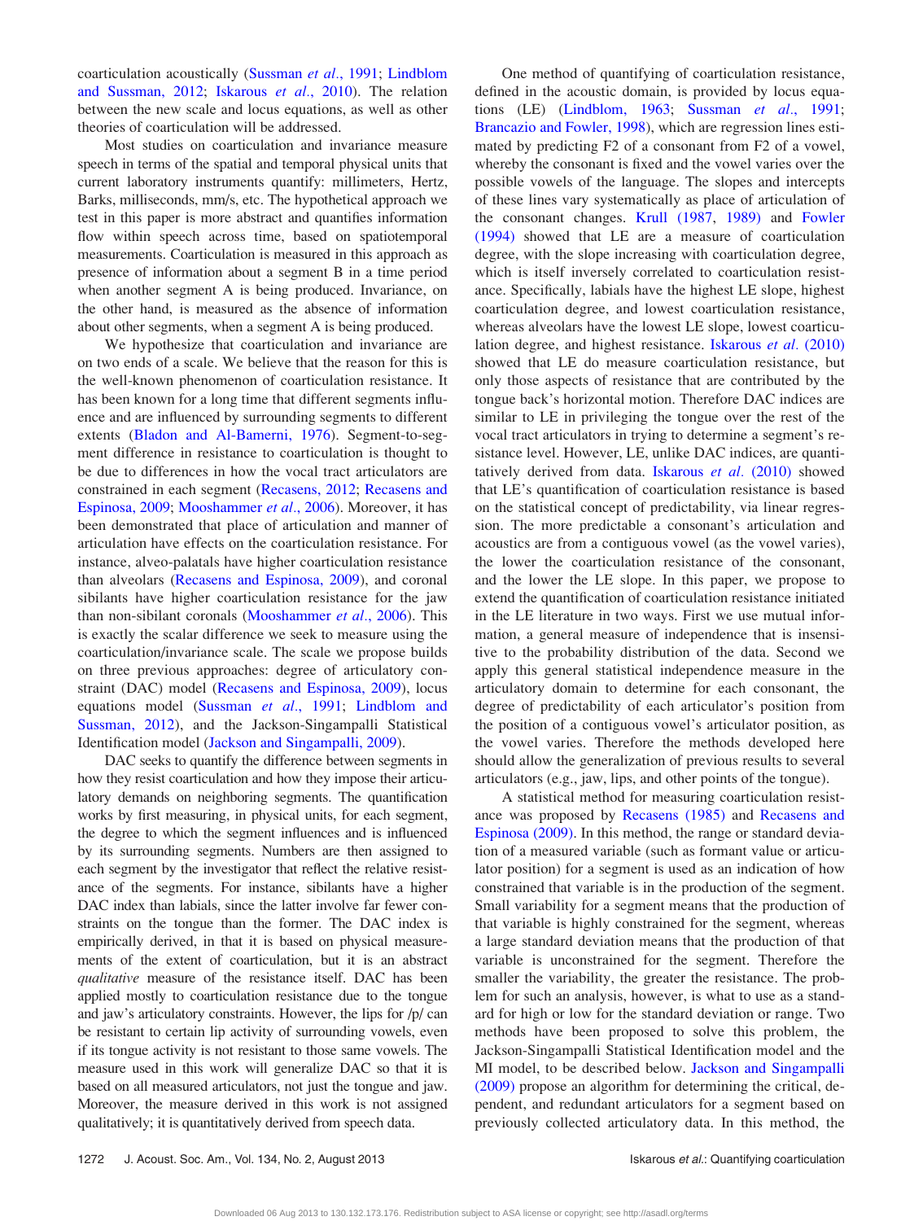coarticulation acoustically (Sussman *et al.*, 1991; Lindblom and Sussman, 2012; Iskarous *et al.*, 2010). The relation between the new scale and locus equations, as well as other theories of coarticulation will be addressed.

Most studies on coarticulation and invariance measure speech in terms of the spatial and temporal physical units that current laboratory instruments quantify: millimeters, Hertz, Barks, milliseconds, mm/s, etc. The hypothetical approach we test in this paper is more abstract and quantifies information flow within speech across time, based on spatiotemporal measurements. Coarticulation is measured in this approach as presence of information about a segment B in a time period when another segment A is being produced. Invariance, on the other hand, is measured as the absence of information about other segments, when a segment A is being produced.

We hypothesize that coarticulation and invariance are on two ends of a scale. We believe that the reason for this is the well-known phenomenon of coarticulation resistance. It has been known for a long time that different segments influence and are influenced by surrounding segments to different extents (Bladon and Al-Bamerni, 1976). Segment-to-segment difference in resistance to coarticulation is thought to be due to differences in how the vocal tract articulators are constrained in each segment (Recasens, 2012; Recasens and Espinosa, 2009; Mooshammer *et al.*, 2006). Moreover, it has been demonstrated that place of articulation and manner of articulation have effects on the coarticulation resistance. For instance, alveo-palatals have higher coarticulation resistance than alveolars (Recasens and Espinosa, 2009), and coronal sibilants have higher coarticulation resistance for the jaw than non-sibilant coronals (Mooshammer *et al.*, 2006). This is exactly the scalar difference we seek to measure using the coarticulation/invariance scale. The scale we propose builds on three previous approaches: degree of articulatory constraint (DAC) model (Recasens and Espinosa, 2009), locus equations model (Sussman *et al.*, 1991; Lindblom and Sussman, 2012), and the Jackson-Singampalli Statistical Identification model (Jackson and Singampalli, 2009).

DAC seeks to quantify the difference between segments in how they resist coarticulation and how they impose their articulatory demands on neighboring segments. The quantification works by first measuring, in physical units, for each segment, the degree to which the segment influences and is influenced by its surrounding segments. Numbers are then assigned to each segment by the investigator that reflect the relative resistance of the segments. For instance, sibilants have a higher DAC index than labials, since the latter involve far fewer constraints on the tongue than the former. The DAC index is empirically derived, in that it is based on physical measurements of the extent of coarticulation, but it is an abstract *qualitative* measure of the resistance itself. DAC has been applied mostly to coarticulation resistance due to the tongue and jaw's articulatory constraints. However, the lips for /p/ can be resistant to certain lip activity of surrounding vowels, even if its tongue activity is not resistant to those same vowels. The measure used in this work will generalize DAC so that it is based on all measured articulators, not just the tongue and jaw. Moreover, the measure derived in this work is not assigned qualitatively; it is quantitatively derived from speech data.

One method of quantifying of coarticulation resistance, defined in the acoustic domain, is provided by locus equations (LE) (Lindblom, 1963; Sussman *et al.*, 1991; Brancazio and Fowler, 1998), which are regression lines estimated by predicting F2 of a consonant from F2 of a vowel, whereby the consonant is fixed and the vowel varies over the possible vowels of the language. The slopes and intercepts of these lines vary systematically as place of articulation of the consonant changes. Krull (1987, 1989) and Fowler (1994) showed that LE are a measure of coarticulation degree, with the slope increasing with coarticulation degree, which is itself inversely correlated to coarticulation resistance. Specifically, labials have the highest LE slope, highest coarticulation degree, and lowest coarticulation resistance, whereas alveolars have the lowest LE slope, lowest coarticulation degree, and highest resistance. Iskarous *et al.* (2010) showed that LE do measure coarticulation resistance, but only those aspects of resistance that are contributed by the tongue back's horizontal motion. Therefore DAC indices are similar to LE in privileging the tongue over the rest of the vocal tract articulators in trying to determine a segment's resistance level. However, LE, unlike DAC indices, are quantitatively derived from data. Iskarous *et al.* (2010) showed that LE's quantification of coarticulation resistance is based on the statistical concept of predictability, via linear regression. The more predictable a consonant's articulation and acoustics are from a contiguous vowel (as the vowel varies), the lower the coarticulation resistance of the consonant, and the lower the LE slope. In this paper, we propose to extend the quantification of coarticulation resistance initiated in the LE literature in two ways. First we use mutual information, a general measure of independence that is insensitive to the probability distribution of the data. Second we apply this general statistical independence measure in the articulatory domain to determine for each consonant, the degree of predictability of each articulator's position from the position of a contiguous vowel's articulator position, as the vowel varies. Therefore the methods developed here should allow the generalization of previous results to several articulators (e.g., jaw, lips, and other points of the tongue).

A statistical method for measuring coarticulation resistance was proposed by Recasens (1985) and Recasens and Espinosa (2009). In this method, the range or standard deviation of a measured variable (such as formant value or articulator position) for a segment is used as an indication of how constrained that variable is in the production of the segment. Small variability for a segment means that the production of that variable is highly constrained for the segment, whereas a large standard deviation means that the production of that variable is unconstrained for the segment. Therefore the smaller the variability, the greater the resistance. The problem for such an analysis, however, is what to use as a standard for high or low for the standard deviation or range. Two methods have been proposed to solve this problem, the Jackson-Singampalli Statistical Identification model and the MI model, to be described below. Jackson and Singampalli (2009) propose an algorithm for determining the critical, dependent, and redundant articulators for a segment based on previously collected articulatory data. In this method, the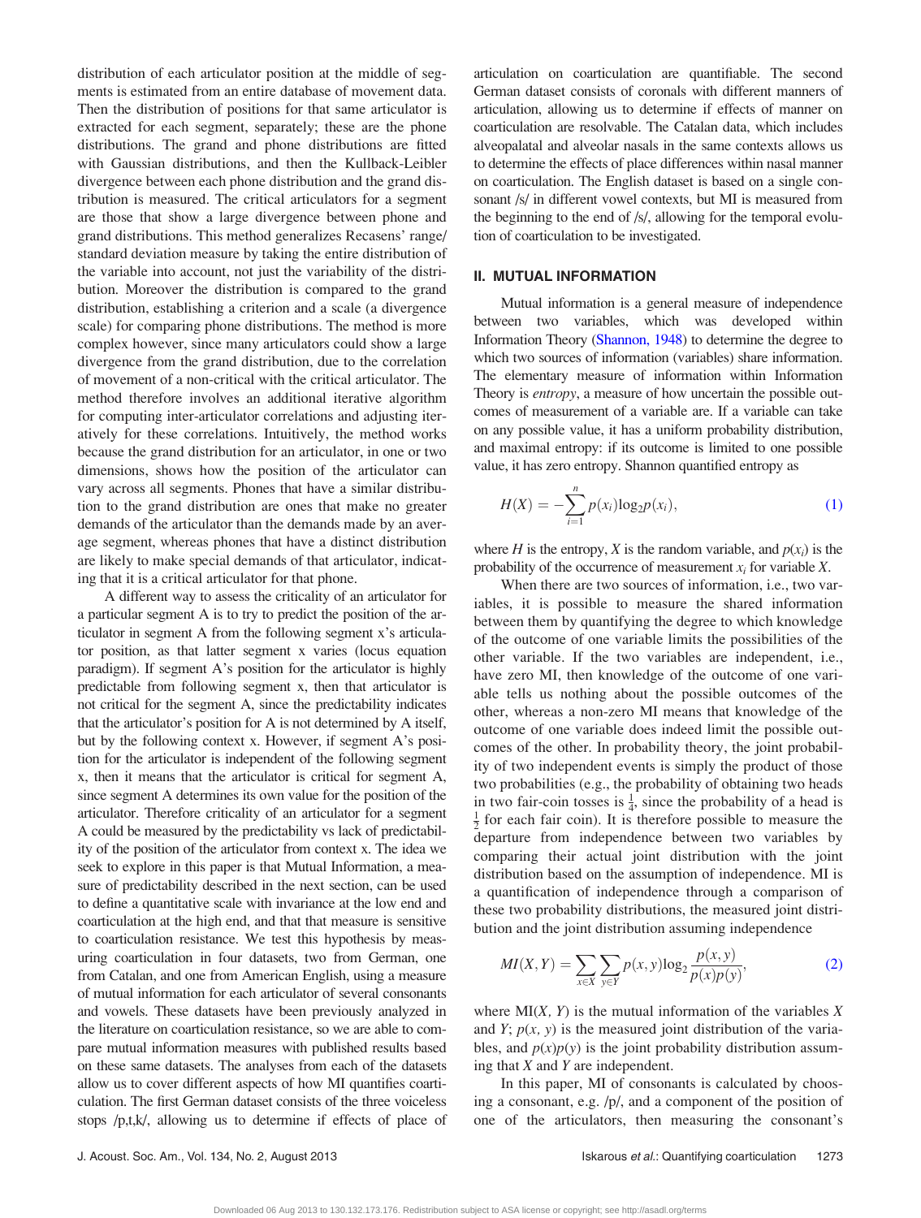distribution of each articulator position at the middle of segments is estimated from an entire database of movement data. Then the distribution of positions for that same articulator is extracted for each segment, separately; these are the phone distributions. The grand and phone distributions are fitted with Gaussian distributions, and then the Kullback-Leibler divergence between each phone distribution and the grand distribution is measured. The critical articulators for a segment are those that show a large divergence between phone and grand distributions. This method generalizes Recasens' range/standard deviation measure by taking the entire distribution of the variable into account, not just the variability of the distribution. Moreover the distribution is compared to the grand distribution, establishing a criterion and a scale (a divergence scale) for comparing phone distributions. The method is more complex however, since many articulators could show a large divergence from the grand distribution, due to the correlation of movement of a non-critical with the critical articulator. The method therefore involves an additional iterative algorithm for computing inter-articulator correlations and adjusting iteratively for these correlations. Intuitively, the method works because the grand distribution for an articulator, in one or two dimensions, shows how the position of the articulator can vary across all segments. Phones that have a similar distribution to the grand distribution are ones that make no greater demands of the articulator than the demands made by an average segment, whereas phones that have a distinct distribution are likely to make special demands of that articulator, indicating that it is a critical articulator for that phone.

A different way to assess the criticality of an articulator for a particular segment A is to try to predict the position of the articulator in segment A from the following segment x's articulator position, as that latter segment x varies (locus equation paradigm). If segment A's position for the articulator is highly predictable from following segment x, then that articulator is not critical for the segment A, since the predictability indicates that the articulator's position for A is not determined by A itself, but by the following context x. However, if segment A's position for the articulator is independent of the following segment x, then it means that the articulator is critical for segment A, since segment A determines its own value for the position of the articulator. Therefore criticality of an articulator for a segment A could be measured by the predictability vs lack of predictability of the position of the articulator from context x. The idea we seek to explore in this paper is that Mutual Information, a measure of predictability described in the next section, can be used to define a quantitative scale with invariance at the low end and coarticulation at the high end, and that that measure is sensitive to coarticulation resistance. We test this hypothesis by measuring coarticulation in four datasets, two from German, one from Catalan, and one from American English, using a measure of mutual information for each articulator of several consonants and vowels. These datasets have been previously analyzed in the literature on coarticulation resistance, so we are able to compare mutual information measures with published results based on these same datasets. The analyses from each of the datasets allow us to cover different aspects of how MI quantifies coarticulation. The first German dataset consists of the three voiceless stops /p,t,k/, allowing us to determine if effects of place of articulation on coarticulation are quantifiable. The second German dataset consists of coronals with different manners of articulation, allowing us to determine if effects of manner on coarticulation are resolvable. The Catalan data, which includes alveopalatal and alveolar nasals in the same contexts allows us to determine the effects of place differences within nasal manner on coarticulation. The English dataset is based on a single consonant /s/ in different vowel contexts, but MI is measured from the beginning to the end of /s/, allowing for the temporal evolution of coarticulation to be investigated.

## II. MUTUAL INFORMATION

Mutual information is a general measure of independence between two variables, which was developed within Information Theory (Shannon, 1948) to determine the degree to which two sources of information (variables) share information. The elementary measure of information within Information Theory is *entropy*, a measure of how uncertain the possible outcomes of measurement of a variable are. If a variable can take on any possible value, it has a uniform probability distribution, and maximal entropy: if its outcome is limited to one possible value, it has zero entropy. Shannon quantified entropy as

$$H(X) = -\sum_{i=1}^{n} p(x_i)\log_2 p(x_i), \quad (1)$$

where $H$ is the entropy, $X$ is the random variable, and $p(x_i)$ is the probability of the occurrence of measurement $x_i$ for variable $X$.

When there are two sources of information, i.e., two variables, it is possible to measure the shared information between them by quantifying the degree to which knowledge of the outcome of one variable limits the possibilities of the other variable. If the two variables are independent, i.e., have zero MI, then knowledge of the outcome of one variable tells us nothing about the possible outcomes of the other, whereas a non-zero MI means that knowledge of the outcome of one variable does indeed limit the possible outcomes of the other. In probability theory, the joint probability of two independent events is simply the product of those two probabilities (e.g., the probability of obtaining two heads in two fair-coin tosses is $\frac{1}{4}$, since the probability of a head is $\frac{1}{2}$ for each fair coin). It is therefore possible to measure the departure from independence between two variables by comparing their actual joint distribution with the joint distribution based on the assumption of independence. MI is a quantification of independence through a comparison of these two probability distributions, the measured joint distribution and the joint distribution assuming independence

$$MI(X,Y) = \sum_{x\in X}\sum_{y\in Y} p(x,y)\log_2\frac{p(x,y)}{p(x)p(y)}, \quad (2)$$

where $\mathrm{MI}(X, Y)$ is the mutual information of the variables $X$ and $Y$; $p(x, y)$ is the measured joint distribution of the variables, and $p(x)p(y)$ is the joint probability distribution assuming that $X$ and $Y$ are independent.

In this paper, MI of consonants is calculated by choosing a consonant, e.g. /p/, and a component of the position of one of the articulators, then measuring the consonant's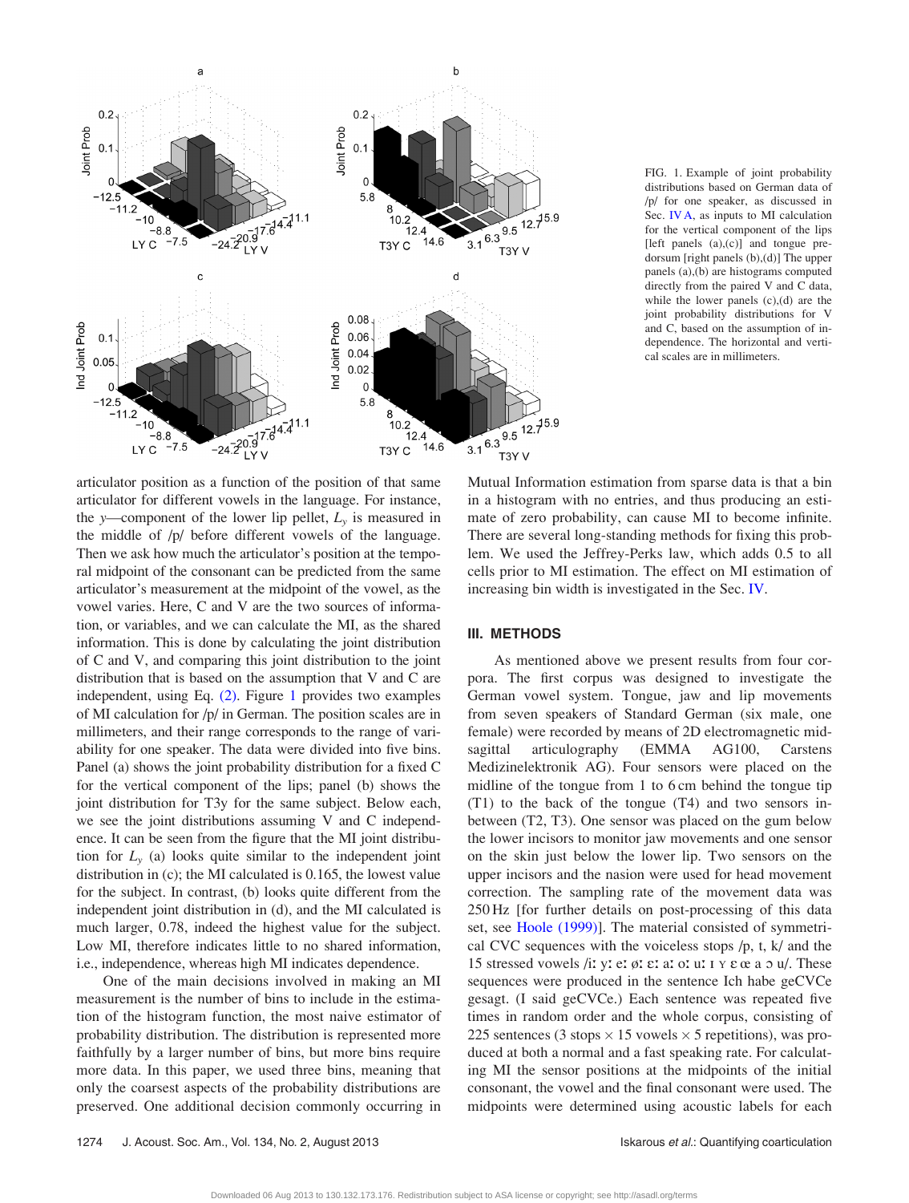FIG. 1. Example of joint probability distributions based on German data of /p/ for one speaker, as discussed in Sec. IV A, as inputs to MI calculation for the vertical component of the lips [left panels (a),(c)] and tongue predorsum [right panels (b),(d)] The upper panels (a),(b) are histograms computed directly from the paired V and C data, while the lower panels (c),(d) are the joint probability distributions for V and C, based on the assumption of independence. The horizontal and vertical scales are in millimeters.

articulator position as a function of the position of that same articulator for different vowels in the language. For instance, the $y$—component of the lower lip pellet, $L_y$ is measured in the middle of /p/ before different vowels of the language. Then we ask how much the articulator's position at the temporal midpoint of the consonant can be predicted from the same articulator's measurement at the midpoint of the vowel, as the vowel varies. Here, C and V are the two sources of information, or variables, and we can calculate the MI, as the shared information. This is done by calculating the joint distribution of C and V, and comparing this joint distribution to the joint distribution that is based on the assumption that V and C are independent, using Eq. (2). Figure 1 provides two examples of MI calculation for /p/ in German. The position scales are in millimeters, and their range corresponds to the range of variability for one speaker. The data were divided into five bins. Panel (a) shows the joint probability distribution for a fixed C for the vertical component of the lips; panel (b) shows the joint distribution for T3y for the same subject. Below each, we see the joint distributions assuming V and C independence. It can be seen from the figure that the MI joint distribution for $L_y$ (a) looks quite similar to the independent joint distribution in (c); the MI calculated is 0.165, the lowest value for the subject. In contrast, (b) looks quite different from the independent joint distribution in (d), and the MI calculated is much larger, 0.78, indeed the highest value for the subject. Low MI, therefore indicates little to no shared information, i.e., independence, whereas high MI indicates dependence.

One of the main decisions involved in making an MI measurement is the number of bins to include in the estimation of the histogram function, the most naive estimator of probability distribution. The distribution is represented more faithfully by a larger number of bins, but more bins require more data. In this paper, we used three bins, meaning that only the coarsest aspects of the probability distributions are preserved. One additional decision commonly occurring in Mutual Information estimation from sparse data is that a bin in a histogram with no entries, and thus producing an estimate of zero probability, can cause MI to become infinite. There are several long-standing methods for fixing this problem. We used the Jeffrey-Perks law, which adds 0.5 to all cells prior to MI estimation. The effect on MI estimation of increasing bin width is investigated in the Sec. IV.

## III. METHODS

As mentioned above we present results from four corpora. The first corpus was designed to investigate the German vowel system. Tongue, jaw and lip movements from seven speakers of Standard German (six male, one female) were recorded by means of 2D electromagnetic midsagittal articulography (EMMA AG100, Carstens Medizinelektronik AG). Four sensors were placed on the midline of the tongue from 1 to 6 cm behind the tongue tip (T1) to the back of the tongue (T4) and two sensors in-between (T2, T3). One sensor was placed on the gum below the lower incisors to monitor jaw movements and one sensor on the skin just below the lower lip. Two sensors on the upper incisors and the nasion were used for head movement correction. The sampling rate of the movement data was 250 Hz [for further details on post-processing of this data set, see Hoole (1999)]. The material consisted of symmetrical CVC sequences with the voiceless stops /p, t, k/ and the 15 stressed vowels /iː yː eː øː ɛː aː oː uː ɪ ʏ ɛ œ a ɔ u/. These sequences were produced in the sentence Ich habe geCVCe gesagt. (I said geCVCe.) Each sentence was repeated five times in random order and the whole corpus, consisting of 225 sentences (3 stops $\times$ 15 vowels $\times$ 5 repetitions), was produced at both a normal and a fast speaking rate. For calculating MI the sensor positions at the midpoints of the initial consonant, the vowel and the final consonant were used. The midpoints were determined using acoustic labels for each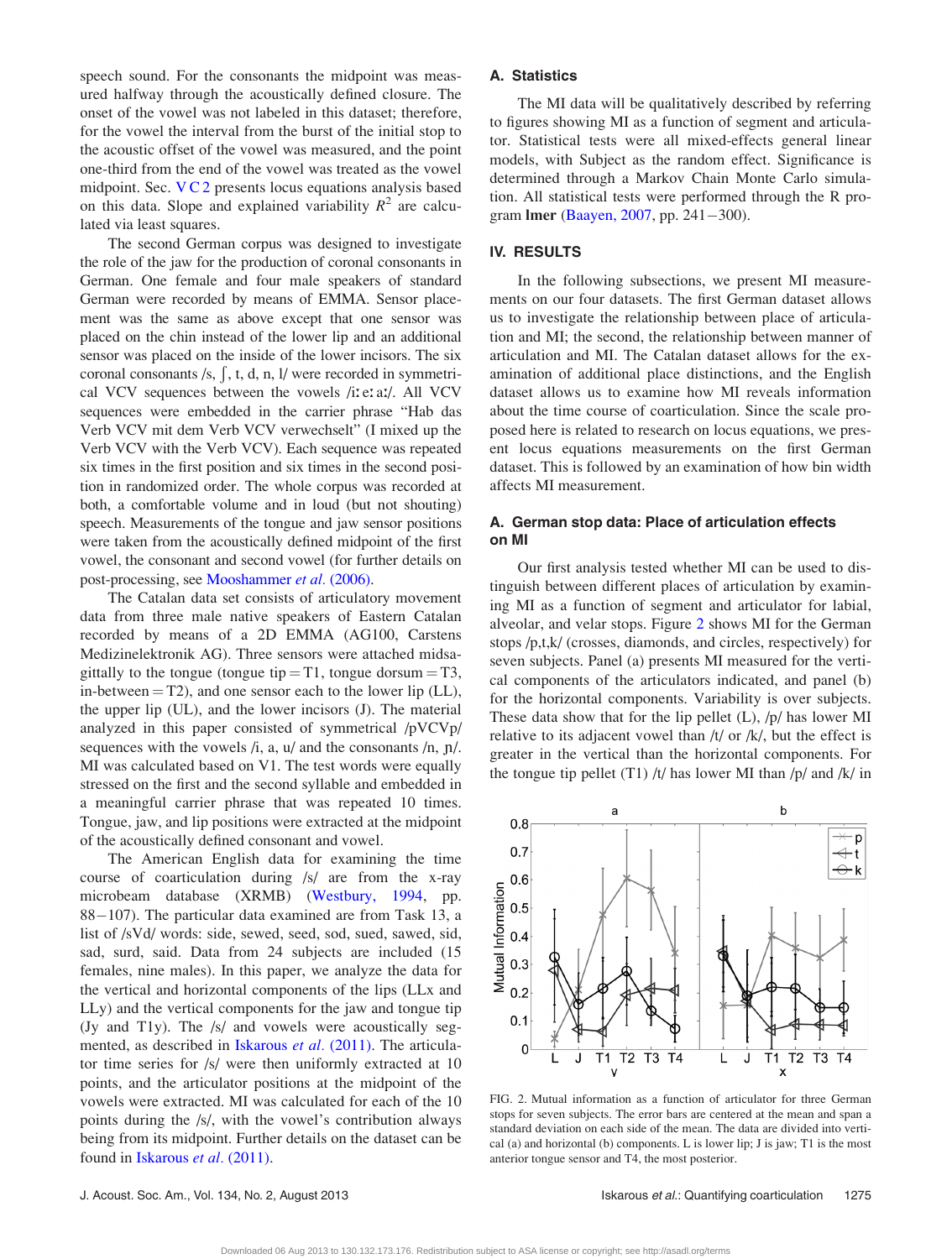speech sound. For the consonants the midpoint was measured halfway through the acoustically defined closure. The onset of the vowel was not labeled in this dataset; therefore, for the vowel the interval from the burst of the initial stop to the acoustic offset of the vowel was measured, and the point one-third from the end of the vowel was treated as the vowel midpoint. Sec. V C 2 presents locus equations analysis based on this data. Slope and explained variability $R^2$ are calculated via least squares.

The second German corpus was designed to investigate the role of the jaw for the production of coronal consonants in German. One female and four male speakers of standard German were recorded by means of EMMA. Sensor placement was the same as above except that one sensor was placed on the chin instead of the lower lip and an additional sensor was placed on the inside of the lower incisors. The six coronal consonants /s, ʃ, t, d, n, l/ were recorded in symmetrical VCV sequences between the vowels /iː eː aː/. All VCV sequences were embedded in the carrier phrase "Hab das Verb VCV mit dem Verb VCV verwechselt" (I mixed up the Verb VCV with the Verb VCV). Each sequence was repeated six times in the first position and six times in the second position in randomized order. The whole corpus was recorded at both, a comfortable volume and in loud (but not shouting) speech. Measurements of the tongue and jaw sensor positions were taken from the acoustically defined midpoint of the first vowel, the consonant and second vowel (for further details on post-processing, see Mooshammer *et al.* (2006).

The Catalan data set consists of articulatory movement data from three male native speakers of Eastern Catalan recorded by means of a 2D EMMA (AG100, Carstens Medizinelektronik AG). Three sensors were attached midsagittally to the tongue (tongue tip = T1, tongue dorsum = T3, in-between = T2), and one sensor each to the lower lip (LL), the upper lip (UL), and the lower incisors (J). The material analyzed in this paper consisted of symmetrical /pVCVp/ sequences with the vowels /i, a, u/ and the consonants /n, ɲ/. MI was calculated based on V1. The test words were equally stressed on the first and the second syllable and embedded in a meaningful carrier phrase that was repeated 10 times. Tongue, jaw, and lip positions were extracted at the midpoint of the acoustically defined consonant and vowel.

The American English data for examining the time course of coarticulation during /s/ are from the x-ray microbeam database (XRMB) (Westbury, 1994, pp. 88−107). The particular data examined are from Task 13, a list of /sVd/ words: side, sewed, seed, sod, sued, sawed, sid, sad, surd, said. Data from 24 subjects are included (15 females, nine males). In this paper, we analyze the data for the vertical and horizontal components of the lips (LLx and LLy) and the vertical components for the jaw and tongue tip (Jy and T1y). The /s/ and vowels were acoustically segmented, as described in Iskarous *et al.* (2011). The articulator time series for /s/ were then uniformly extracted at 10 points, and the articulator positions at the midpoint of the vowels were extracted. MI was calculated for each of the 10 points during the /s/, with the vowel's contribution always being from its midpoint. Further details on the dataset can be found in Iskarous *et al.* (2011).

## A. Statistics

The MI data will be qualitatively described by referring to figures showing MI as a function of segment and articulator. Statistical tests were all mixed-effects general linear models, with Subject as the random effect. Significance is determined through a Markov Chain Monte Carlo simulation. All statistical tests were performed through the R program **lmer** (Baayen, 2007, pp. 241−300).

## IV. RESULTS

In the following subsections, we present MI measurements on our four datasets. The first German dataset allows us to investigate the relationship between place of articulation and MI; the second, the relationship between manner of articulation and MI. The Catalan dataset allows for the examination of additional place distinctions, and the English dataset allows us to examine how MI reveals information about the time course of coarticulation. Since the scale proposed here is related to research on locus equations, we present locus equations measurements on the first German dataset. This is followed by an examination of how bin width affects MI measurement.

## A. German stop data: Place of articulation effects on MI

Our first analysis tested whether MI can be used to distinguish between different places of articulation by examining MI as a function of segment and articulator for labial, alveolar, and velar stops. Figure 2 shows MI for the German stops /p,t,k/ (crosses, diamonds, and circles, respectively) for seven subjects. Panel (a) presents MI measured for the vertical components of the articulators indicated, and panel (b) for the horizontal components. Variability is over subjects. These data show that for the lip pellet (L), /p/ has lower MI relative to its adjacent vowel than /t/ or /k/, but the effect is greater in the vertical than the horizontal components. For the tongue tip pellet (T1) /t/ has lower MI than /p/ and /k/ in

FIG. 2. Mutual information as a function of articulator for three German stops for seven subjects. The error bars are centered at the mean and span a standard deviation on each side of the mean. The data are divided into vertical (a) and horizontal (b) components. L is lower lip; J is jaw; T1 the most anterior tongue sensor and T4, the most posterior.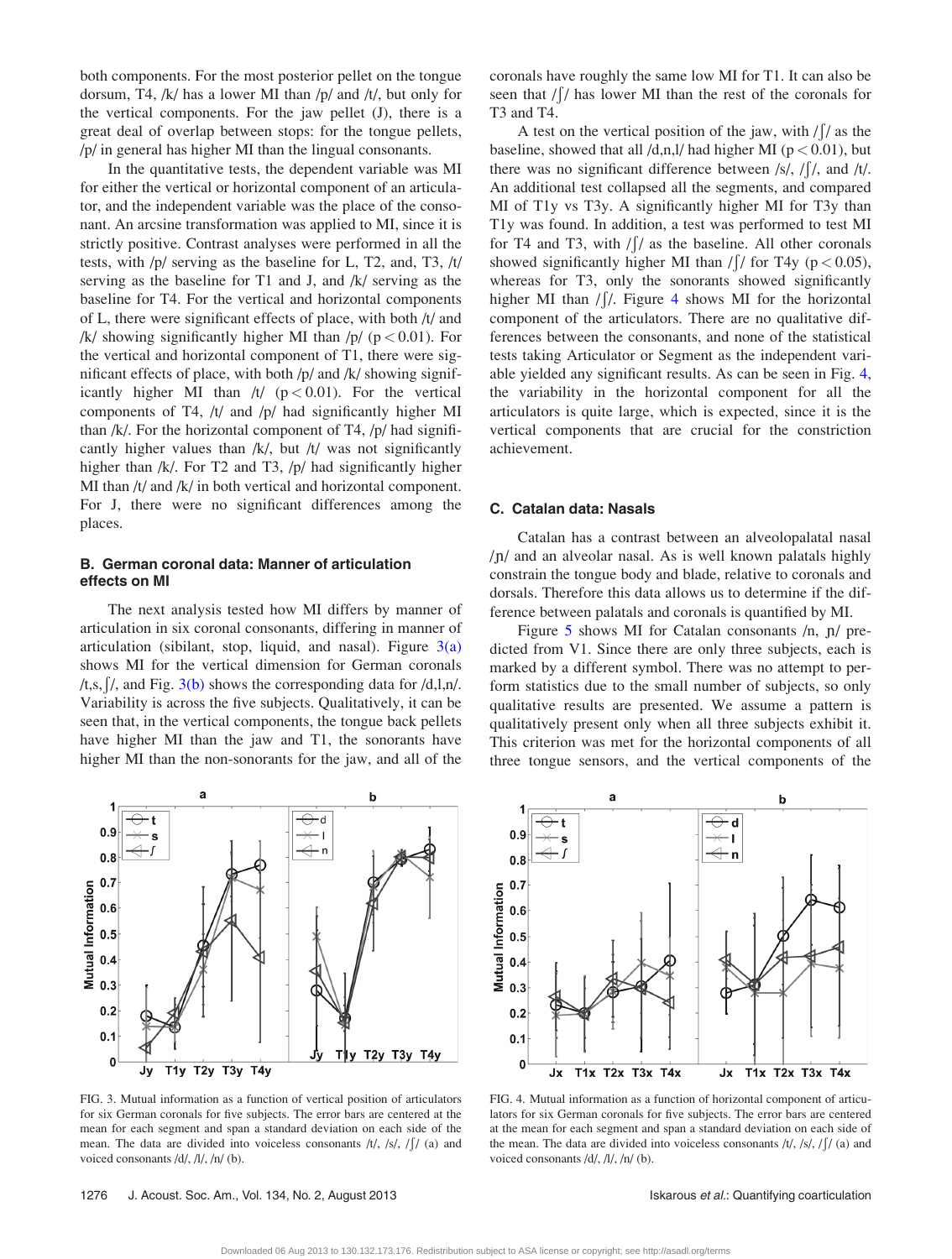both components. For the most posterior pellet on the tongue dorsum, T4, /k/ has a lower MI than /p/ and /t/, but only for the vertical components. For the jaw pellet (J), there is a great deal of overlap between stops: for the tongue pellets, /p/ in general has higher MI than the lingual consonants.

In the quantitative tests, the dependent variable was MI for either the vertical or horizontal component of an articulator, and the independent variable was the place of the consonant. An arcsine transformation was applied to MI, since it is strictly positive. Contrast analyses were performed in all the tests, with /p/ serving as the baseline for L, T2, and, T3, /t/ serving as the baseline for T1 and J, and /k/ serving as the baseline for T4. For the vertical and horizontal components of L, there were significant effects of place, with both /t/ and /k/ showing significantly higher MI than /p/ ($p < 0.01$). For the vertical and horizontal component of T1, there were significant effects of place, with both /p/ and /k/ showing significantly higher MI than /t/ ($p < 0.01$). For the vertical components of T4, /t/ and /p/ had significantly higher MI than /k/. For the horizontal component of T4, /p/ had significantly higher values than /k/, but /t/ was not significantly higher than /k/. For T2 and T3, /p/ had significantly higher MI than /t/ and /k/ in both vertical and horizontal component. For J, there were no significant differences among the places.

### B. German coronal data: Manner of articulation effects on MI

The next analysis tested how MI differs by manner of articulation in six coronal consonants, differing in manner of articulation (sibilant, stop, liquid, and nasal). Figure 3(a) shows MI for the vertical dimension for German coronals /t,s,ʃ/, and Fig. 3(b) shows the corresponding data for /d,l,n/. Variability is across the five subjects. Qualitatively, it can be seen that, in the vertical components, the tongue back pellets have higher MI than the jaw and T1, the sonorants have higher MI than the non-sonorants for the jaw, and all of the coronals have roughly the same low MI for T1. It can also be seen that /ʃ/ has lower MI than the rest of the coronals for T3 and T4.

A test on the vertical position of the jaw, with /ʃ/ as the baseline, showed that all /d,n,l/ had higher MI ($p < 0.01$), but there was no significant difference between /s/, /ʃ/, and /t/. An additional test collapsed all the segments, and compared MI of T1y vs T3y. A significantly higher MI for T3y than T1y was found. In addition, a test was performed to test MI for T4 and T3, with /ʃ/ as the baseline. All other coronals showed significantly higher MI than /ʃ/ for T4y ($p < 0.05$), whereas for T3, only the sonorants showed significantly higher MI than /ʃ/. Figure 4 shows MI for the horizontal component of the articulators. There are no qualitative differences between the consonants, and none of the statistical tests taking Articulator or Segment as the independent variable yielded any significant results. As can be seen in Fig. 4, the variability in the horizontal component for all the articulators is quite large, which is expected, since it is the vertical components that are crucial for the constriction achievement.

### C. Catalan data: Nasals

Catalan has a contrast between an alveolopalatal nasal /ɲ/ and an alveolar nasal. As is well known palatals highly constrain the tongue body and blade, relative to coronals and dorsals. Therefore this data allows us to determine if the difference between palatals and coronals is quantified by MI.

Figure 5 shows MI for Catalan consonants /n, ɲ/ predicted from V1. Since there are only three subjects, each is marked by a different symbol. There was no attempt to perform statistics due to the small number of subjects, so only qualitative results are presented. We assume a pattern is qualitatively present only when all three subjects exhibit it. This criterion was met for the horizontal components of all three tongue sensors, and the vertical components of the

FIG. 3. Mutual information as a function of vertical position of articulators for six German coronals for five subjects. The error bars are centered at the mean for each segment and span a standard deviation on each side of the mean. The data are divided into voiceless consonants /t/, /s/, /ʃ/ (a) and voiced consonants /d/, /l/, /n/ (b).

FIG. 4. Mutual information as a function of horizontal component of articulators for six German coronals for five subjects. The error bars are centered at the mean for each segment and span a standard deviation on each side of the mean. The data are divided into voiceless consonants /t/, /s/, /ʃ/ (a) and voiced consonants /d/, /l/, /n/ (b).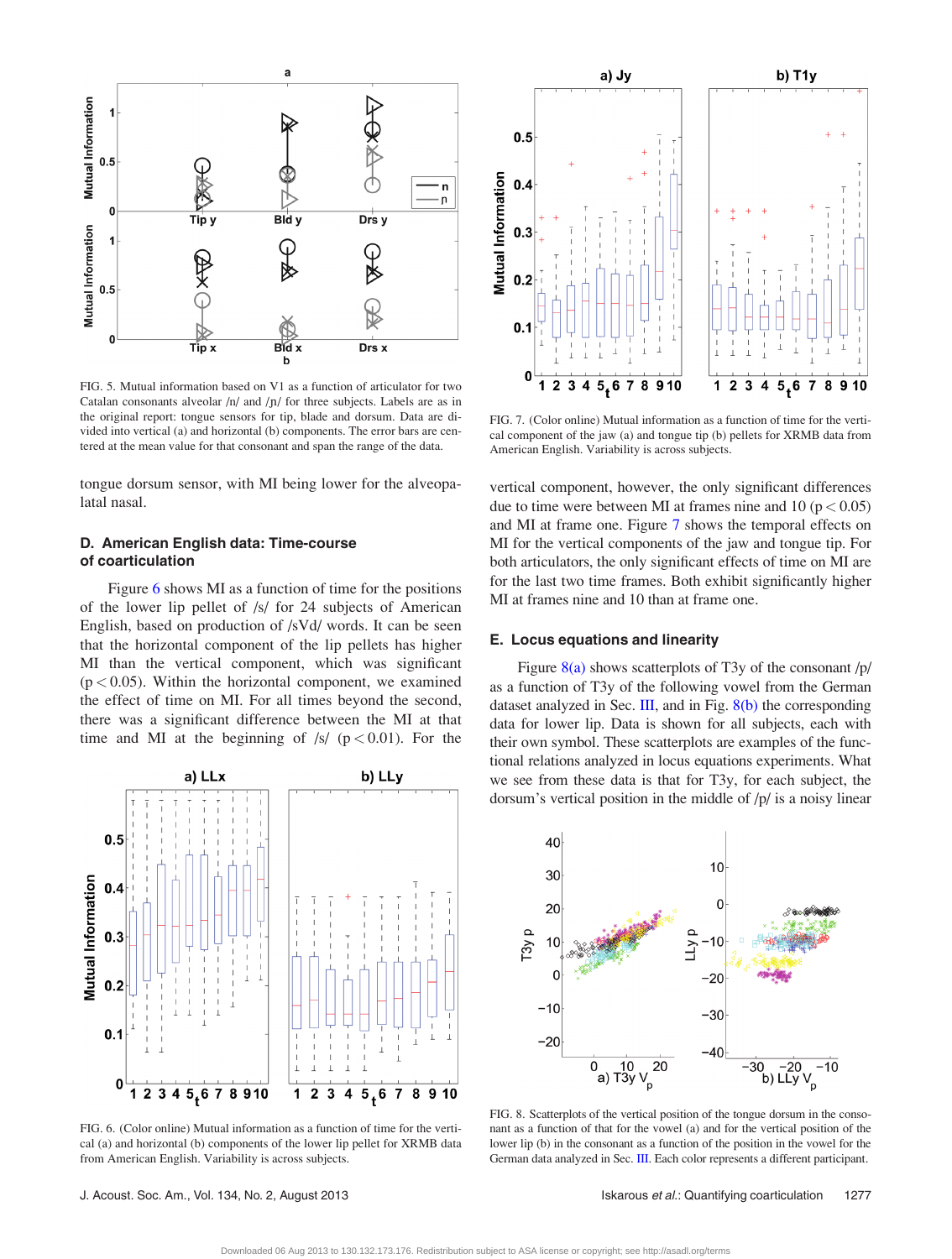FIG. 5. Mutual information based on V1 as a function of articulator for two Catalan consonants alveolar /n/ and /ɲ/ for three subjects. Labels are as in the original report: tongue sensors for tip, blade and dorsum. Data are divided into vertical (a) and horizontal (b) components. The error bars are centered at the mean value for that consonant and span the range of the data.

tongue dorsum sensor, with MI being lower for the alveopalatal nasal.

### D. American English data: Time-course of coarticulation

Figure 6 shows MI as a function of time for the positions of the lower lip pellet of /s/ for 24 subjects of American English, based on production of /sVd/ words. It can be seen that the horizontal component of the lip pellets has higher MI than the vertical component, which was significant ($p < 0.05$). Within the horizontal component, we examined the effect of time on MI. For all times beyond the second, there was a significant difference between the MI at that time and MI at the beginning of /s/ ($p < 0.01$). For the vertical component, however, the only significant differences due to time were between MI at frames nine and 10 ($p < 0.05$) and MI at frame one. Figure 7 shows the temporal effects on MI for the vertical components of the jaw and tongue tip. For both articulators, the only significant effects of time on MI are for the last two time frames. Both exhibit significantly higher MI at frames nine and 10 than at frame one.

FIG. 6. (Color online) Mutual information as a function of time for the vertical (a) and horizontal (b) components of the lower lip pellet for XRMB data from American English. Variability is across subjects.

FIG. 7. (Color online) Mutual information as a function of time for the vertical component of the jaw (a) and tongue tip (b) pellets for XRMB data from American English. Variability is across subjects.

### E. Locus equations and linearity

Figure 8(a) shows scatterplots of T3y of the consonant /p/ as a function of T3y of the following vowel from the German dataset analyzed in Sec. III, and in Fig. 8(b) the corresponding data for lower lip. Data is shown for all subjects, each with their own symbol. These scatterplots are examples of the functional relations analyzed in locus equations experiments. What we see from these data is that for T3y, for each subject, the dorsum's vertical position in the middle of /p/ is a noisy linear

FIG. 8. Scatterplots of the vertical position of the tongue dorsum in the consonant as a function of that for the vowel (a) and for the vertical position of the lower lip (b) in the consonant as a function of the position in the vowel for the German data analyzed in Sec. III. Each color represents a different participant.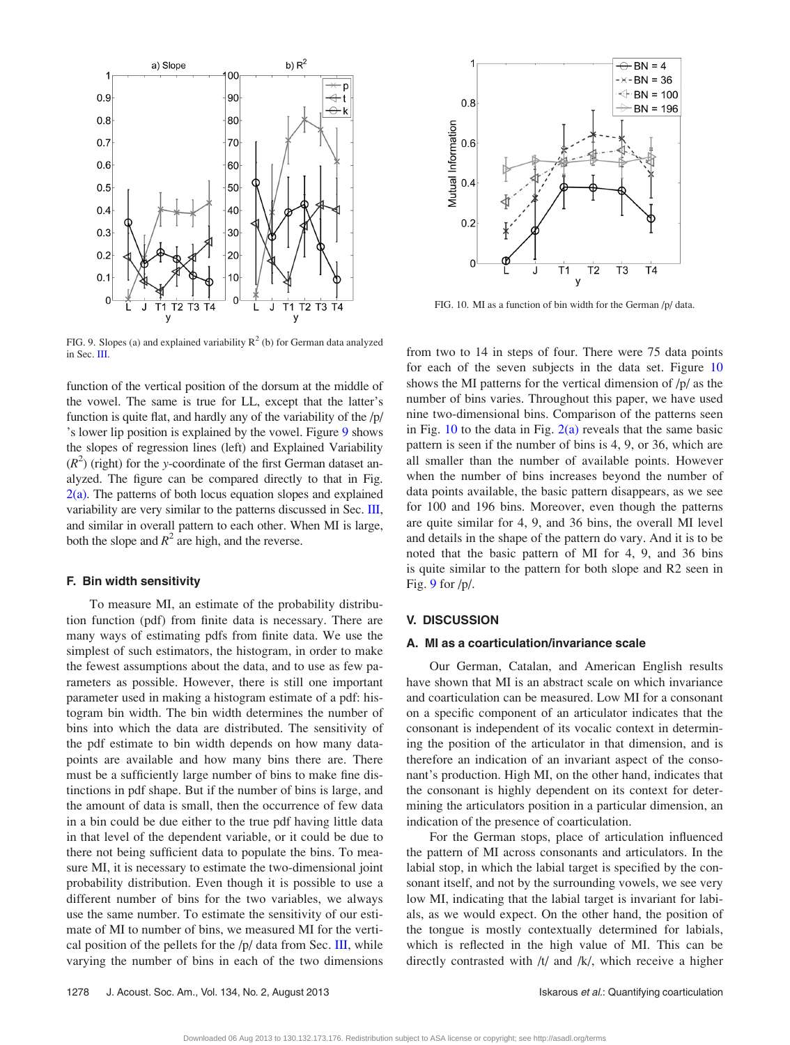FIG. 9. Slopes (a) and explained variability $R^2$ (b) for German data analyzed in Sec. III.

FIG. 10. MI as a function of bin width for the German /p/ data.

function of the vertical position of the dorsum at the middle of the vowel. The same is true for LL, except that the latter's function is quite flat, and hardly any of the variability of the /p/'s lower lip position is explained by the vowel. Figure 9 shows the slopes of regression lines (left) and Explained Variability ($R^2$) (right) for the *y*-coordinate of the first German dataset analyzed. The figure can be compared directly to that in Fig. 2(a). The patterns of both locus equation slopes and explained variability are very similar to the patterns discussed in Sec. III, and similar in overall pattern to each other. When MI is large, both the slope and $R^2$ are high, and the reverse.

### F. Bin width sensitivity

To measure MI, an estimate of the probability distribution function (pdf) from finite data is necessary. There are many ways of estimating pdfs from finite data. We use the simplest of such estimators, the histogram, in order to make the fewest assumptions about the data, and to use as few parameters as possible. However, there is still one important parameter used in making a histogram estimate of a pdf: histogram bin width. The bin width determines the number of bins into which the data are distributed. The sensitivity of the pdf estimate to bin width depends on how many datapoints are available and how many bins there are. There must be a sufficiently large number of bins to make fine distinctions in pdf shape. But if the number of bins is large, and the amount of data is small, then the occurrence of few data in a bin could be due either to the true pdf having little data in that level of the dependent variable, or it could be due to there not being sufficient data to populate the bins. To measure MI, it is necessary to estimate the two-dimensional joint probability distribution. Even though it is possible to use a different number of bins for the two variables, we always use the same number. To estimate the sensitivity of our estimate of MI to number of bins, we measured MI for the vertical position of the pellets for the /p/ data from Sec. III, while varying the number of bins in each of the two dimensions from two to 14 in steps of four. There were 75 data points for each of the seven subjects in the data set. Figure 10 shows the MI patterns for the vertical dimension of /p/ as the number of bins varies. Throughout this paper, we have used nine two-dimensional bins. Comparison of the patterns seen in Fig. 10 to the data in Fig. 2(a) reveals that the same basic pattern is seen if the number of bins is 4, 9, or 36, which are all smaller than the number of available points. However when the number of bins increases beyond the number of data points available, the basic pattern disappears, as we see for 100 and 196 bins. Moreover, even though the patterns are quite similar for 4, 9, and 36 bins, the overall MI level and details in the shape of the pattern do vary. And it is to be noted that the basic pattern of MI for 4, 9, and 36 bins is quite similar to the pattern for both slope and R2 seen in Fig. 9 for /p/.

## V. DISCUSSION

### A. MI as a coarticulation/invariance scale

Our German, Catalan, and American English results have shown that MI is an abstract scale on which invariance and coarticulation can be measured. Low MI for a consonant on a specific component of an articulator indicates that the consonant is independent of its vocalic context in determining the position of the articulator in that dimension, and is therefore an indication of an invariant aspect of the consonant's production. High MI, on the other hand, indicates that the consonant is highly dependent on its context for determining the articulators position in a particular dimension, an indication of the presence of coarticulation.

For the German stops, place of articulation influenced the pattern of MI across consonants and articulators. In the labial stop, in which the labial target is specified by the consonant itself, and not by the surrounding vowels, we see very low MI, indicating that the labial target is invariant for labials, as we would expect. On the other hand, the position of the tongue is mostly contextually determined for labials, which is reflected in the high value of MI. This can be directly contrasted with /t/ and /k/, which receive a higher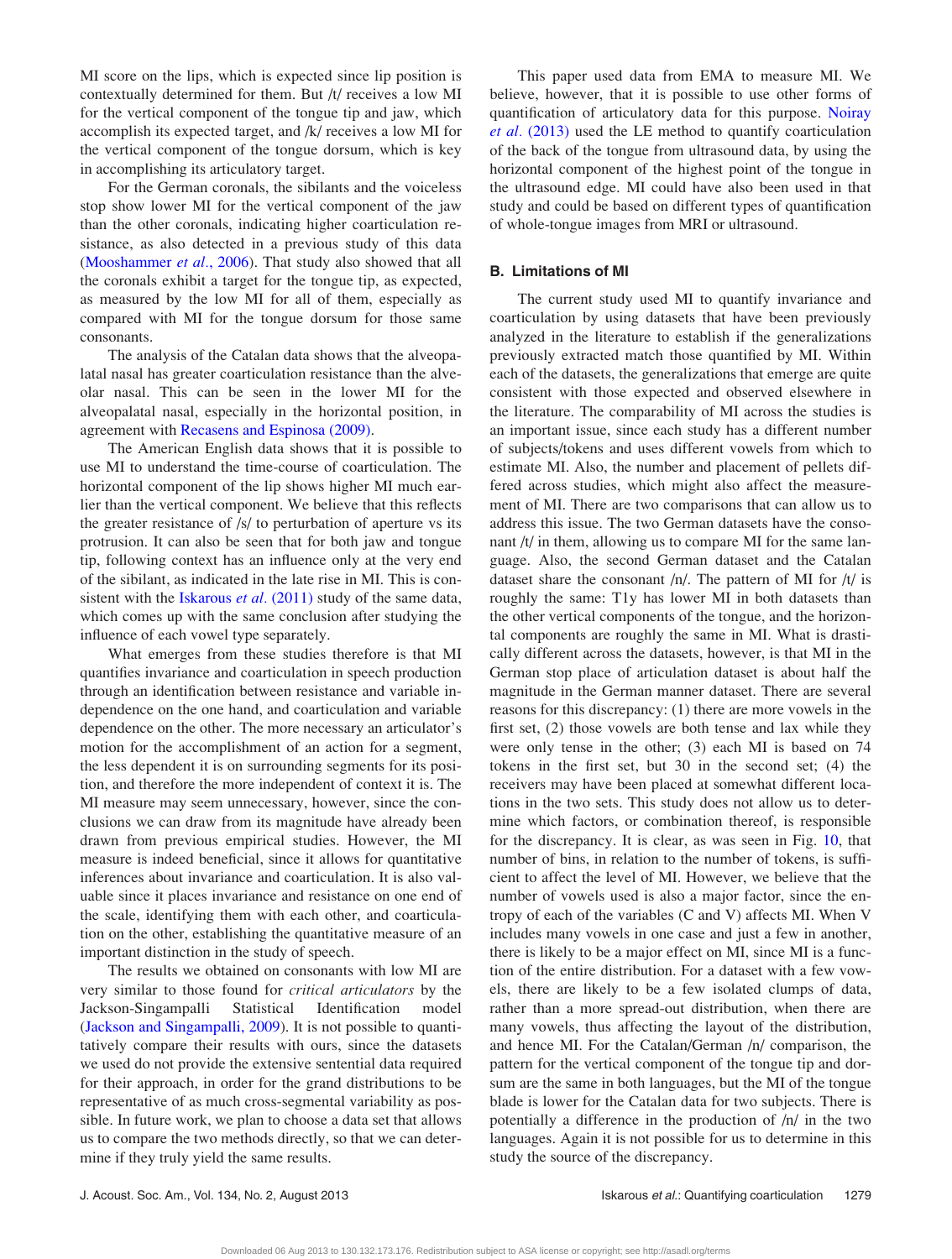MI score on the lips, which is expected since lip position is contextually determined for them. But /t/ receives a low MI for the vertical component of the tongue tip and jaw, which accomplish its expected target, and /k/ receives a low MI for the vertical component of the tongue dorsum, which is key in accomplishing its articulatory target.

For the German coronals, the sibilants and the voiceless stop show lower MI for the vertical component of the jaw than the other coronals, indicating higher coarticulation resistance, as also detected in a previous study of this data (Mooshammer *et al.*, 2006). That study also showed that all the coronals exhibit a target for the tongue tip, as expected, as measured by the low MI for all of them, especially as compared with MI for the tongue dorsum for those same consonants.

The analysis of the Catalan data shows that the alveopalatal nasal has greater coarticulation resistance than the alveolar nasal. This can be seen in the lower MI for the alveopalatal nasal, especially in the horizontal position, in agreement with Recasens and Espinosa (2009).

The American English data shows that it is possible to use MI to understand the time-course of coarticulation. The horizontal component of the lip shows higher MI much earlier than the vertical component. We believe that this reflects the greater resistance of /s/ to perturbation of aperture vs its protrusion. It can also be seen that for both jaw and tongue tip, following context has an influence only at the very end of the sibilant, as indicated in the late rise in MI. This is consistent with the Iskarous *et al.* (2011) study of the same data, which comes up with the same conclusion after studying the influence of each vowel type separately.

What emerges from these studies therefore is that MI quantifies invariance and coarticulation in speech production through an identification between resistance and variable independence on the one hand, and coarticulation and variable dependence on the other. The more necessary an articulator's motion for the accomplishment of an action for a segment, the less dependent it is on surrounding segments for its position, and therefore the more independent of context it is. The MI measure may seem unnecessary, however, since the conclusions we can draw from its magnitude have already been drawn from previous empirical studies. However, the MI measure is indeed beneficial, since it allows for quantitative inferences about invariance and coarticulation. It is also valuable since it places invariance and resistance on one end of the scale, identifying them with each other, and coarticulation on the other, establishing the quantitative measure of an important distinction in the study of speech.

The results we obtained on consonants with low MI are very similar to those found for *critical articulators* by the Jackson-Singampalli Statistical Identification model (Jackson and Singampalli, 2009). It is not possible to quantitatively compare their results with ours, since the datasets we used do not provide the extensive sentential data required for their approach, in order for the grand distributions to be representative of as much cross-segmental variability as possible. In future work, we plan to choose a data set that allows us to compare the two methods directly, so that we can determine if they truly yield the same results.

This paper used data from EMA to measure MI. We believe, however, that it is possible to use other forms of quantification of articulatory data for this purpose. Noiray *et al.* (2013) used the LE method to quantify coarticulation of the back of the tongue from ultrasound data, by using the horizontal component of the highest point of the tongue in the ultrasound edge. MI could have also been used in that study and could be based on different types of quantification of whole-tongue images from MRI or ultrasound.

### B. Limitations of MI

The current study used MI to quantify invariance and coarticulation by using datasets that have been previously analyzed in the literature to establish if the generalizations previously extracted match those quantified by MI. Within each of the datasets, the generalizations that emerge are quite consistent with those expected and observed elsewhere in the literature. The comparability of MI across the studies is an important issue, since each study has a different number of subjects/tokens and uses different vowels from which to estimate MI. Also, the number and placement of pellets differed across studies, which might also affect the measurement of MI. There are two comparisons that can allow us to address this issue. The two German datasets have the consonant /t/ in them, allowing us to compare MI for the same language. Also, the second German dataset and the Catalan dataset share the consonant /n/. The pattern of MI for /t/ is roughly the same: T1y has lower MI in both datasets than the other vertical components of the tongue, and the horizontal components are roughly the same in MI. What is drastically different across the datasets, however, is that MI in the German stop place of articulation dataset is about half the magnitude in the German manner dataset. There are several reasons for this discrepancy: (1) there are more vowels in the first set, (2) those vowels are both tense and lax while they were only tense in the other; (3) each MI is based on 74 tokens in the first set, but 30 in the second set; (4) the receivers may have been placed at somewhat different locations in the two sets. This study does not allow us to determine which factors, or combination thereof, is responsible for the discrepancy. It is clear, as was seen in Fig. 10, that number of bins, in relation to the number of tokens, is sufficient to affect the level of MI. However, we believe that the number of vowels used is also a major factor, since the entropy of each of the variables (C and V) affects MI. When V includes many vowels in one case and just a few in another, there is likely to be a major effect on MI, since MI is a function of the entire distribution. For a dataset with a few vowels, there are likely to be a few isolated clumps of data, rather than a more spread-out distribution, when there are many vowels, thus affecting the layout of the distribution, and hence MI. For the Catalan/German /n/ comparison, the pattern for the vertical component of the tongue tip and dorsum are the same in both languages, but the MI of the tongue blade is lower for the Catalan data for two subjects. There is potentially a difference in the production of /n/ in the two languages. Again it is not possible for us to determine in this study the source of the discrepancy.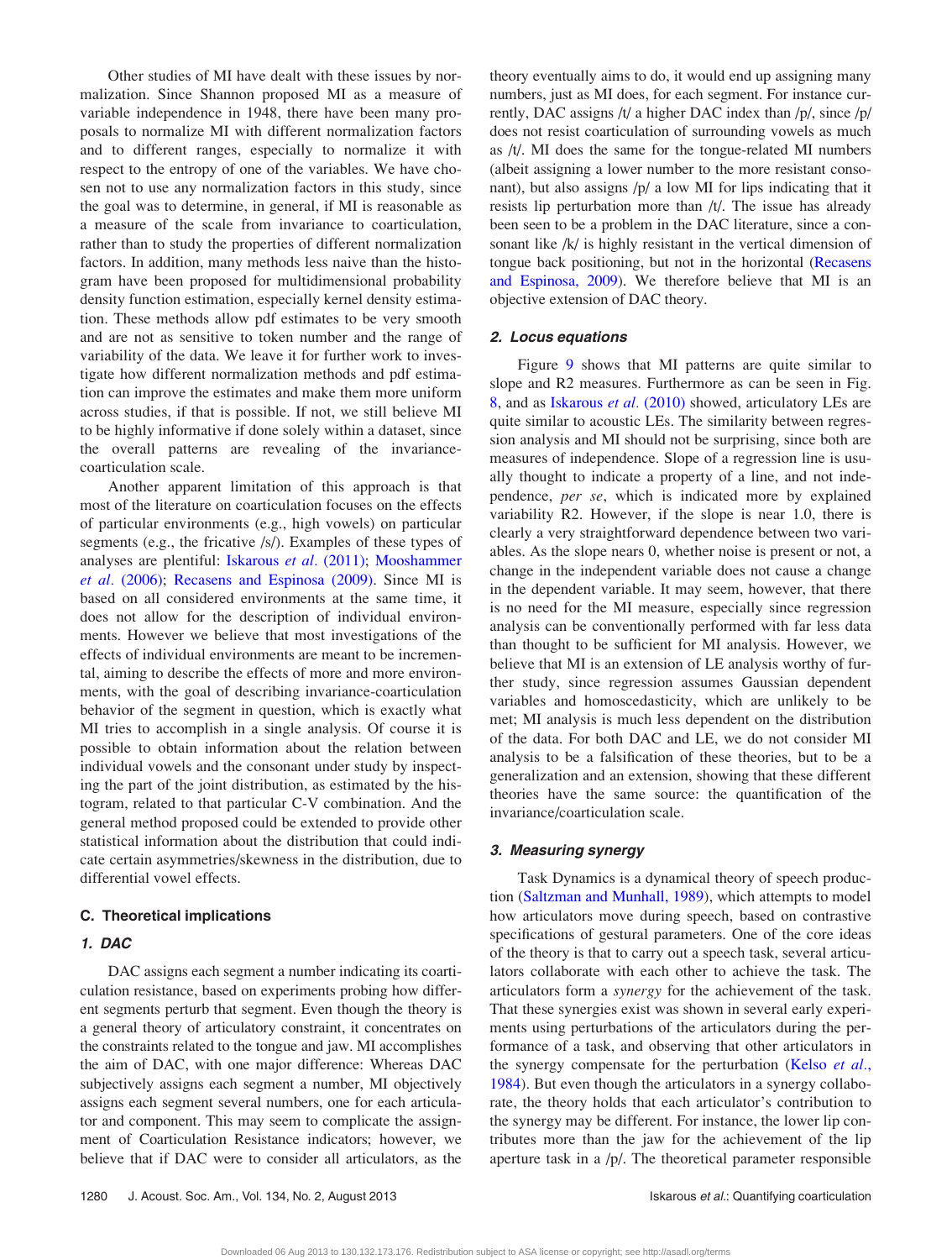Other studies of MI have dealt with these issues by normalization. Since Shannon proposed MI as a measure of variable independence in 1948, there have been many proposals to normalize MI with different normalization factors and to different ranges, especially to normalize it with respect to the entropy of one of the variables. We have chosen not to use any normalization factors in this study, since the goal was to determine, in general, if MI is reasonable as a measure of the scale from invariance to coarticulation, rather than to study the properties of different normalization factors. In addition, many methods less naive than the histogram have been proposed for multidimensional probability density function estimation, especially kernel density estimation. These methods allow pdf estimates to be very smooth and are not as sensitive to token number and the range of variability of the data. We leave it for further work to investigate how different normalization methods and pdf estimation can improve the estimates and make them more uniform across studies, if that is possible. If not, we still believe MI to be highly informative if done solely within a dataset, since the overall patterns are revealing of the invariance-coarticulation scale.

Another apparent limitation of this approach is that most of the literature on coarticulation focuses on the effects of particular environments (e.g., high vowels) on particular segments (e.g., the fricative /s/). Examples of these types of analyses are plentiful: Iskarous *et al.* (2011); Mooshammer *et al.* (2006); Recasens and Espinosa (2009). Since MI is based on all considered environments at the same time, it does not allow for the description of individual environments. However we believe that most investigations of the effects of individual environments are meant to be incremental, aiming to describe the effects of more and more environments, with the goal of describing invariance-coarticulation behavior of the segment in question, which is exactly what MI tries to accomplish in a single analysis. Of course it is possible to obtain information about the relation between individual vowels and the consonant under study by inspecting the part of the joint distribution, as estimated by the histogram, related to that particular C-V combination. And the general method proposed could be extended to provide other statistical information about the distribution that could indicate certain asymmetries/skewness in the distribution, due to differential vowel effects.

### C. Theoretical implications

#### *1. DAC*

DAC assigns each segment a number indicating its coarticulation resistance, based on experiments probing how different segments perturb that segment. Even though the theory is a general theory of articulatory constraint, it concentrates on the constraints related to the tongue and jaw. MI accomplishes the aim of DAC, with one major difference: Whereas DAC subjectively assigns each segment a number, MI objectively assigns each segment several numbers, one for each articulator and component. This may seem to complicate the assignment of Coarticulation Resistance indicators; however, we believe that if DAC were to consider all articulators, as the theory eventually aims to do, it would end up assigning many numbers, just as MI does, for each segment. For instance currently, DAC assigns /t/ a higher DAC index than /p/, since /p/ does not resist coarticulation of surrounding vowels as much as /t/. MI does the same for the tongue-related MI numbers (albeit assigning a lower number to the more resistant consonant), but also assigns /p/ a low MI for lips indicating that it resists lip perturbation more than /t/. The issue has already been seen to be a problem in the DAC literature, since a consonant like /k/ is highly resistant in the vertical dimension of tongue back positioning, but not in the horizontal (Recasens and Espinosa, 2009). We therefore believe that MI is an objective extension of DAC theory.

#### *2. Locus equations*

Figure 9 shows that MI patterns are quite similar to slope and R2 measures. Furthermore as can be seen in Fig. 8, and as Iskarous *et al.* (2010) showed, articulatory LEs are quite similar to acoustic LEs. The similarity between regression analysis and MI should not be surprising, since both are measures of independence. Slope of a regression line is usually thought to indicate a property of a line, and not independence, *per se*, which is indicated more by explained variability R2. However, if the slope is near 1.0, there is clearly a very straightforward dependence between two variables. As the slope nears 0, whether noise is present or not, a change in the independent variable does not cause a change in the dependent variable. It may seem, however, that there is no need for the MI measure, especially since regression analysis can be conventionally performed with far less data than thought to be sufficient for MI analysis. However, we believe that MI is an extension of LE analysis worthy of further study, since regression assumes Gaussian dependent variables and homoscedasticity, which are unlikely to be met; MI analysis is much less dependent on the distribution of the data. For both DAC and LE, we do not consider MI analysis to be a falsification of these theories, but to be a generalization and an extension, showing that these different theories have the same source: the quantification of the invariance/coarticulation scale.

#### *3. Measuring synergy*

Task Dynamics is a dynamical theory of speech production (Saltzman and Munhall, 1989), which attempts to model how articulators move during speech, based on contrastive specifications of gestural parameters. One of the core ideas of the theory is that to carry out a speech task, several articulators collaborate with each other to achieve the task. The articulators form a *synergy* for the achievement of the task. That these synergies exist was shown in several early experiments using perturbations of the articulators during the performance of a task, and observing that other articulators in the synergy compensate for the perturbation (Kelso *et al.*, 1984). But even though the articulators in a synergy collaborate, the theory holds that each articulator's contribution to the synergy may be different. For instance, the lower lip contributes more than the jaw for the achievement of the lip aperture task in a /p/. The theoretical parameter responsible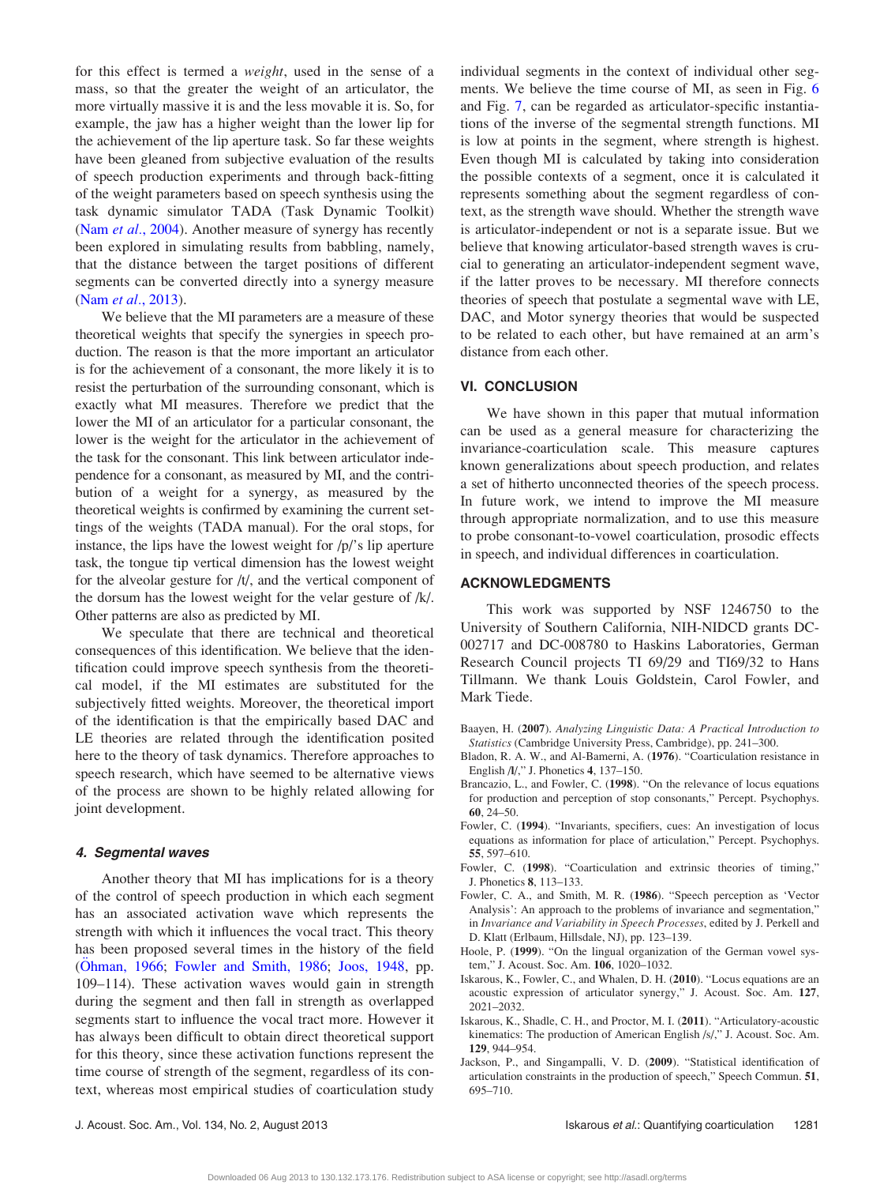for this effect is termed a *weight*, used in the sense of a mass, so that the greater the weight of an articulator, the more virtually massive it is and the less movable it is. So, for example, the jaw has a higher weight than the lower lip for the achievement of the lip aperture task. So far these weights have been gleaned from subjective evaluation of the results of speech production experiments and through back-fitting of the weight parameters based on speech synthesis using the task dynamic simulator TADA (Task Dynamic Toolkit) (Nam *et al.*, 2004). Another measure of synergy has recently been explored in simulating results from babbling, namely, that the distance between the target positions of different segments can be converted directly into a synergy measure (Nam *et al.*, 2013).

We believe that the MI parameters are a measure of these theoretical weights that specify the synergies in speech production. The reason is that the more important an articulator is for the achievement of a consonant, the more likely it is to resist the perturbation of the surrounding consonant, which is exactly what MI measures. Therefore we predict that the lower the MI of an articulator for a particular consonant, the lower is the weight for the articulator in the achievement of the task for the consonant. This link between articulator independence for a consonant, as measured by MI, and the contribution of a weight for a synergy, as measured by the theoretical weights is confirmed by examining the current settings of the weights (TADA manual). For the oral stops, for instance, the lips have the lowest weight for /p/'s lip aperture task, the tongue tip vertical dimension has the lowest weight for the alveolar gesture for /t/, and the vertical component of the dorsum has the lowest weight for the velar gesture of /k/. Other patterns are also as predicted by MI.

We speculate that there are technical and theoretical consequences of this identification. We believe that the identification could improve speech synthesis from the theoretical model, if the MI estimates are substituted for the subjectively fitted weights. Moreover, the theoretical import of the identification is that the empirically based DAC and LE theories are related through the identification posited here to the theory of task dynamics. Therefore approaches to speech research, which have seemed to be alternative views of the process are shown to be highly related allowing for joint development.

### 4. Segmental waves

Another theory that MI has implications for is a theory of the control of speech production in which each segment has an associated activation wave which represents the strength with which it influences the vocal tract. This theory has been proposed several times in the history of the field (Öhman, 1966; Fowler and Smith, 1986; Joos, 1948, pp. 109–114). These activation waves would gain in strength during the segment and then fall in strength as overlapped segments start to influence the vocal tract more. However it has always been difficult to obtain direct theoretical support for this theory, since these activation functions represent the time course of strength of the segment, regardless of its context, whereas most empirical studies of coarticulation study individual segments in the context of individual other segments. We believe the time course of MI, as seen in Fig. 6 and Fig. 7, can be regarded as articulator-specific instantiations of the inverse of the segmental strength functions. MI is low at points in the segment, where strength is highest. Even though MI is calculated by taking into consideration the possible contexts of a segment, once it is calculated it represents something about the segment regardless of context, as the strength wave should. Whether the strength wave is articulator-independent or not is a separate issue. But we believe that knowing articulator-based strength waves is crucial to generating an articulator-independent segment wave, if the latter proves to be necessary. MI therefore connects theories of speech that postulate a segmental wave with LE, DAC, and Motor synergy theories that would be suspected to be related to each other, but have remained at an arm's distance from each other.

## VI. CONCLUSION

We have shown in this paper that mutual information can be used as a general measure for characterizing the invariance-coarticulation scale. This measure captures known generalizations about speech production, and relates a set of hitherto unconnected theories of the speech process. In future work, we intend to improve the MI measure through appropriate normalization, and to use this measure to probe consonant-to-vowel coarticulation, prosodic effects in speech, and individual differences in coarticulation.

## ACKNOWLEDGMENTS

This work was supported by NSF 1246750 to the University of Southern California, NIH-NIDCD grants DC-002717 and DC-008780 to Haskins Laboratories, German Research Council projects TI 69/29 and TI69/32 to Hans Tillmann. We thank Louis Goldstein, Carol Fowler, and Mark Tiede.

Baayen, H. (**2007**). *Analyzing Linguistic Data: A Practical Introduction to Statistics* (Cambridge University Press, Cambridge), pp. 241–300.

Bladon, R. A. W., and Al-Bamerni, A. (**1976**). "Coarticulation resistance in English /l/," J. Phonetics **4**, 137–150.

Brancazio, L., and Fowler, C. (**1998**). "On the relevance of locus equations for production and perception of stop consonants," Percept. Psychophys. **60**, 24–50.

Fowler, C. (**1994**). "Invariants, specifiers, cues: An investigation of locus equations as information for place of articulation," Percept. Psychophys. **55**, 597–610.

Fowler, C. (**1998**). "Coarticulation and extrinsic theories of timing," J. Phonetics **8**, 113–133.

Fowler, C. A., and Smith, M. R. (**1986**). "Speech perception as 'Vector Analysis': An approach to the problems of invariance and segmentation," in *Invariance and Variability in Speech Processes*, edited by J. Perkell and D. Klatt (Erlbaum, Hillsdale, NJ), pp. 123–139.

Hoole, P. (**1999**). "On the lingual organization of the German vowel system," J. Acoust. Soc. Am. **106**, 1020–1032.

Iskarous, K., Fowler, C., and Whalen, D. H. (**2010**). "Locus equations are an acoustic expression of articulator synergy," J. Acoust. Soc. Am. **127**, 2021–2032.

Iskarous, K., Shadle, C. H., and Proctor, M. I. (**2011**). "Articulatory-acoustic kinematics: The production of American English /s/," J. Acoust. Soc. Am. **129**, 944–954.

Jackson, P., and Singampalli, V. D. (**2009**). "Statistical identification of articulation constraints in the production of speech," Speech Commun. **51**, 695–710.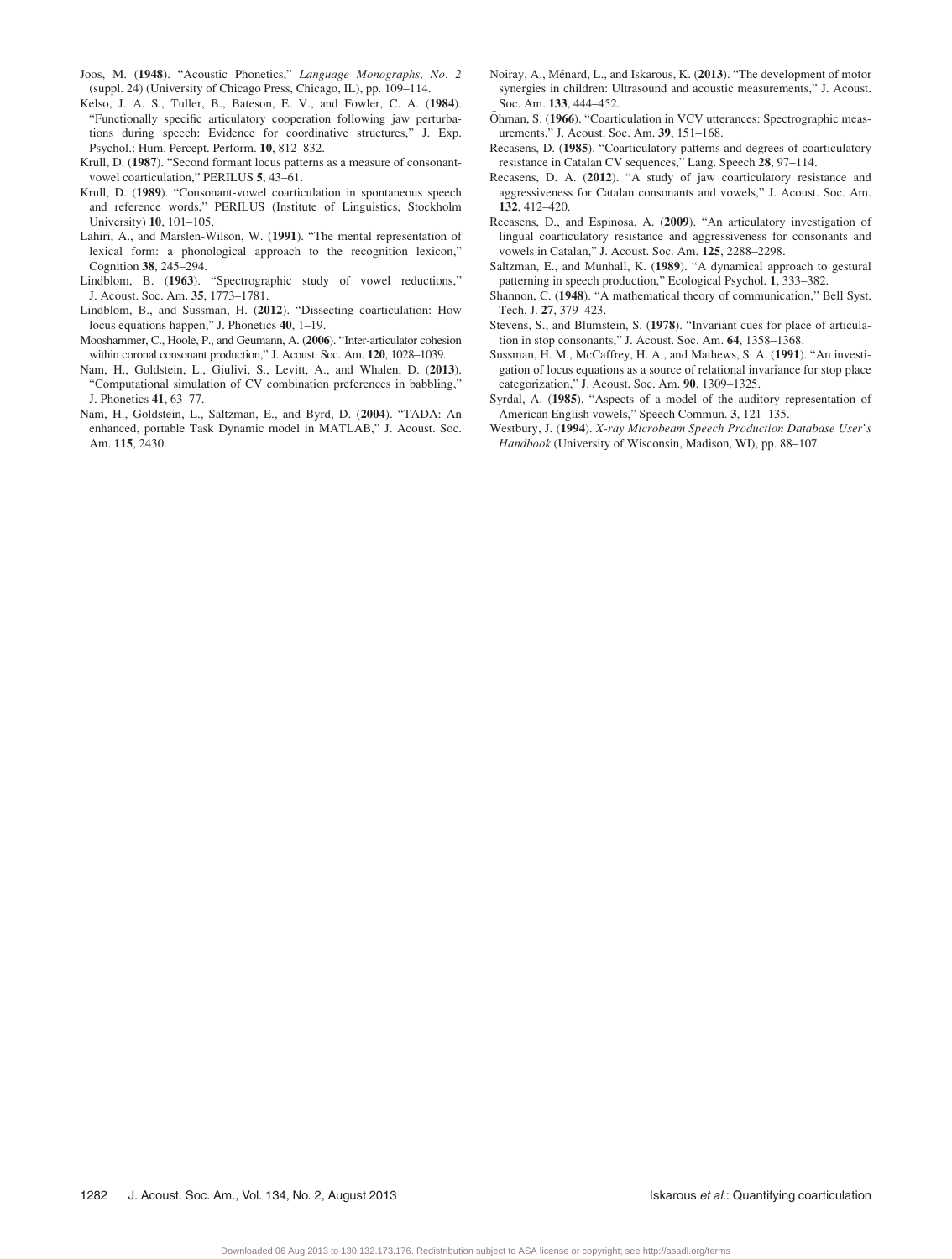Joos, M. (**1948**). "Acoustic Phonetics," *Language Monographs, No. 2* (suppl. 24) (University of Chicago Press, Chicago, IL), pp. 109–114.

Kelso, J. A. S., Tuller, B., Bateson, E. V., and Fowler, C. A. (**1984**). "Functionally specific articulatory cooperation following jaw perturbations during speech: Evidence for coordinative structures," J. Exp. Psychol.: Hum. Percept. Perform. **10**, 812–832.

Krull, D. (**1987**). "Second formant locus patterns as a measure of consonant-vowel coarticulation," PERILUS **5**, 43–61.

Krull, D. (**1989**). "Consonant-vowel coarticulation in spontaneous speech and reference words," PERILUS (Institute of Linguistics, Stockholm University) **10**, 101–105.

Lahiri, A., and Marslen-Wilson, W. (**1991**). "The mental representation of lexical form: a phonological approach to the recognition lexicon," Cognition **38**, 245–294.

Lindblom, B. (**1963**). "Spectrographic study of vowel reductions," J. Acoust. Soc. Am. **35**, 1773–1781.

Lindblom, B., and Sussman, H. (**2012**). "Dissecting coarticulation: How locus equations happen," J. Phonetics **40**, 1–19.

Mooshammer, C., Hoole, P., and Geumann, A. (**2006**). "Inter-articulator cohesion within coronal consonant production," J. Acoust. Soc. Am. **120**, 1028–1039.

Nam, H., Goldstein, L., Giulivi, S., Levitt, A., and Whalen, D. (**2013**). "Computational simulation of CV combination preferences in babbling," J. Phonetics **41**, 63–77.

Nam, H., Goldstein, L., Saltzman, E., and Byrd, D. (**2004**). "TADA: An enhanced, portable Task Dynamic model in MATLAB," J. Acoust. Soc. Am. **115**, 2430.

Noiray, A., Ménard, L., and Iskarous, K. (**2013**). "The development of motor synergies in children: Ultrasound and acoustic measurements," J. Acoust. Soc. Am. **133**, 444–452.

Öhman, S. (**1966**). "Coarticulation in VCV utterances: Spectrographic measurements," J. Acoust. Soc. Am. **39**, 151–168.

Recasens, D. (**1985**). "Coarticulatory patterns and degrees of coarticulatory resistance in Catalan CV sequences," Lang. Speech **28**, 97–114.

Recasens, D. A. (**2012**). "A study of jaw coarticulatory resistance and aggressiveness for Catalan consonants and vowels," J. Acoust. Soc. Am. **132**, 412–420.

Recasens, D., and Espinosa, A. (**2009**). "An articulatory investigation of lingual coarticulatory resistance and aggressiveness for consonants and vowels in Catalan," J. Acoust. Soc. Am. **125**, 2288–2298.

Saltzman, E., and Munhall, K. (**1989**). "A dynamical approach to gestural patterning in speech production," Ecological Psychol. **1**, 333–382.

Shannon, C. (**1948**). "A mathematical theory of communication," Bell Syst. Tech. J. **27**, 379–423.

Stevens, S., and Blumstein, S. (**1978**). "Invariant cues for place of articulation in stop consonants," J. Acoust. Soc. Am. **64**, 1358–1368.

Sussman, H. M., McCaffrey, H. A., and Mathews, S. A. (**1991**). "An investigation of locus equations as a source of relational invariance for stop place categorization," J. Acoust. Soc. Am. **90**, 1309–1325.

Syrdal, A. (**1985**). "Aspects of a model of the auditory representation of American English vowels," Speech Commun. **3**, 121–135.

Westbury, J. (**1994**). *X-ray Microbeam Speech Production Database User's Handbook* (University of Wisconsin, Madison, WI), pp. 88–107.